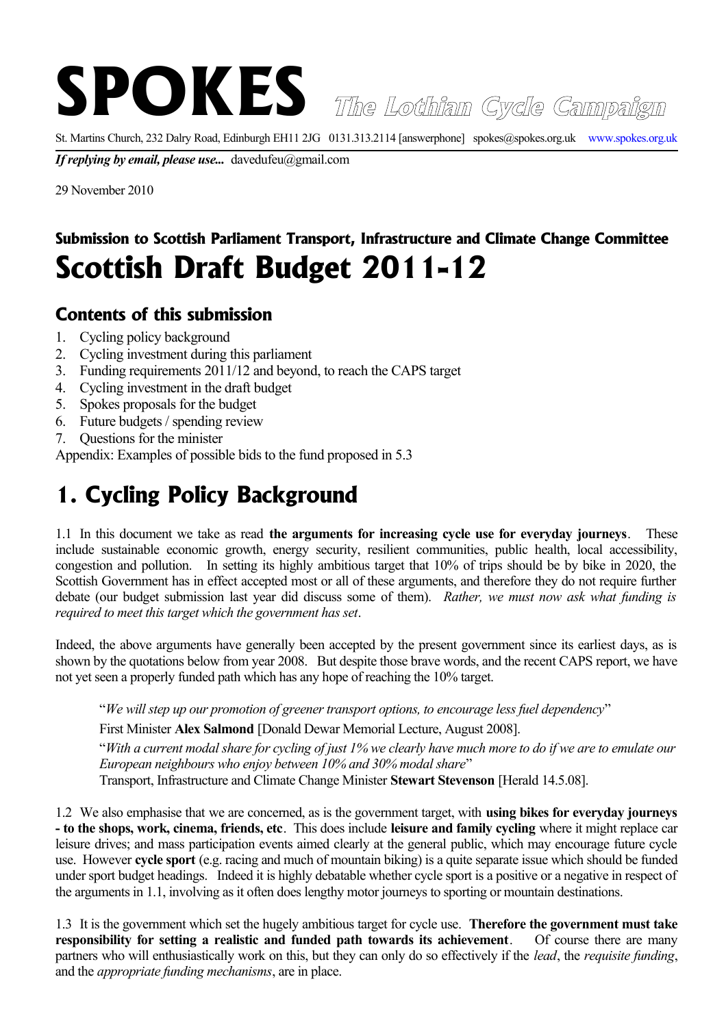# SPOKES *The Lothian Cycle Campaign*

St. Martins Church, 232 Dalry Road, Edinburgh EH11 2JG 0131.313.2114 [answerphone] spokes@spokes.org.uk www.spokes.org.uk

***If replying by email, please use...*** davedufeu@gmail.com

29 November 2010

### Submission to Scottish Parliament Transport, Infrastructure and Climate Change Committee

# Scottish Draft Budget 2011-12

## Contents of this submission

1. Cycling policy background
2. Cycling investment during this parliament
3. Funding requirements 2011/12 and beyond, to reach the CAPS target
4. Cycling investment in the draft budget
5. Spokes proposals for the budget
6. Future budgets / spending review
7. Questions for the minister

Appendix: Examples of possible bids to the fund proposed in 5.3

# 1. Cycling Policy Background

1.1 In this document we take as read **the arguments for increasing cycle use for everyday journeys**. These include sustainable economic growth, energy security, resilient communities, public health, local accessibility, congestion and pollution. In setting its highly ambitious target that 10% of trips should be by bike in 2020, the Scottish Government has in effect accepted most or all of these arguments, and therefore they do not require further debate (our budget submission last year did discuss some of them). *Rather, we must now ask what funding is required to meet this target which the government has set*.

Indeed, the above arguments have generally been accepted by the present government since its earliest days, as is shown by the quotations below from year 2008. But despite those brave words, and the recent CAPS report, we have not yet seen a properly funded path which has any hope of reaching the 10% target.

> "*We will step up our promotion of greener transport options, to encourage less fuel dependency*"
>
> First Minister **Alex Salmond** [Donald Dewar Memorial Lecture, August 2008].
>
> "*With a current modal share for cycling of just 1% we clearly have much more to do if we are to emulate our European neighbours who enjoy between 10% and 30% modal share*"
>
> Transport, Infrastructure and Climate Change Minister **Stewart Stevenson** [Herald 14.5.08].

1.2 We also emphasise that we are concerned, as is the government target, with **using bikes for everyday journeys - to the shops, work, cinema, friends, etc**. This does include **leisure and family cycling** where it might replace car leisure drives; and mass participation events aimed clearly at the general public, which may encourage future cycle use. However **cycle sport** (e.g. racing and much of mountain biking) is a quite separate issue which should be funded under sport budget headings. Indeed it is highly debatable whether cycle sport is a positive or a negative in respect of the arguments in 1.1, involving as it often does lengthy motor journeys to sporting or mountain destinations.

1.3 It is the government which set the hugely ambitious target for cycle use. **Therefore the government must take responsibility for setting a realistic and funded path towards its achievement**. Of course there are many partners who will enthusiastically work on this, but they can only do so effectively if the *lead*, the *requisite funding*, and the *appropriate funding mechanisms*, are in place.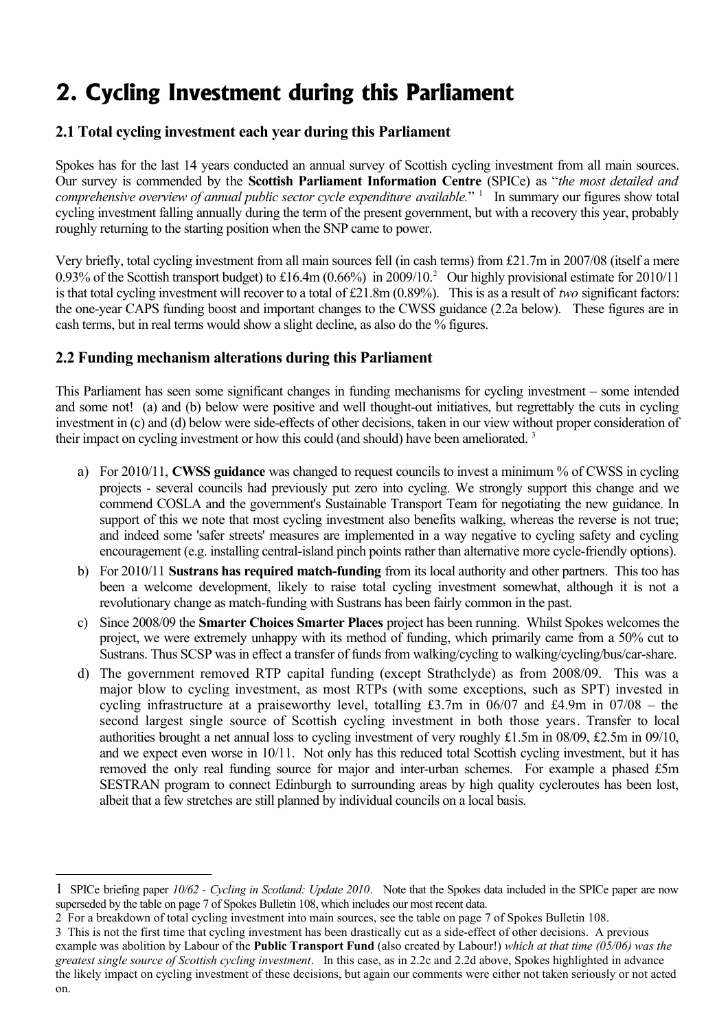# 2. Cycling Investment during this Parliament

## 2.1 Total cycling investment each year during this Parliament

Spokes has for the last 14 years conducted an annual survey of Scottish cycling investment from all main sources. Our survey is commended by the **Scottish Parliament Information Centre** (SPICe) as "*the most detailed and comprehensive overview of annual public sector cycle expenditure available.*" [1] In summary our figures show total cycling investment falling annually during the term of the present government, but with a recovery this year, probably roughly returning to the starting position when the SNP came to power.

Very briefly, total cycling investment from all main sources fell (in cash terms) from £21.7m in 2007/08 (itself a mere 0.93% of the Scottish transport budget) to £16.4m (0.66%) in 2009/10.[2] Our highly provisional estimate for 2010/11 is that total cycling investment will recover to a total of £21.8m (0.89%). This is as a result of *two* significant factors: the one-year CAPS funding boost and important changes to the CWSS guidance (2.2a below). These figures are in cash terms, but in real terms would show a slight decline, as also do the % figures.

## 2.2 Funding mechanism alterations during this Parliament

This Parliament has seen some significant changes in funding mechanisms for cycling investment – some intended and some not! (a) and (b) below were positive and well thought-out initiatives, but regrettably the cuts in cycling investment in (c) and (d) below were side-effects of other decisions, taken in our view without proper consideration of their impact on cycling investment or how this could (and should) have been ameliorated. [3]

a) For 2010/11, **CWSS guidance** was changed to request councils to invest a minimum % of CWSS in cycling projects - several councils had previously put zero into cycling. We strongly support this change and we commend COSLA and the government's Sustainable Transport Team for negotiating the new guidance. In support of this we note that most cycling investment also benefits walking, whereas the reverse is not true; and indeed some 'safer streets' measures are implemented in a way negative to cycling safety and cycling encouragement (e.g. installing central-island pinch points rather than alternative more cycle-friendly options).

b) For 2010/11 **Sustrans has required match-funding** from its local authority and other partners. This too has been a welcome development, likely to raise total cycling investment somewhat, although it is not a revolutionary change as match-funding with Sustrans has been fairly common in the past.

c) Since 2008/09 the **Smarter Choices Smarter Places** project has been running. Whilst Spokes welcomes the project, we were extremely unhappy with its method of funding, which primarily came from a 50% cut to Sustrans. Thus SCSP was in effect a transfer of funds from walking/cycling to walking/cycling/bus/car-share.

d) The government removed RTP capital funding (except Strathclyde) as from 2008/09. This was a major blow to cycling investment, as most RTPs (with some exceptions, such as SPT) invested in cycling infrastructure at a praiseworthy level, totalling £3.7m in 06/07 and £4.9m in 07/08 – the second largest single source of Scottish cycling investment in both those years. Transfer to local authorities brought a net annual loss to cycling investment of very roughly £1.5m in 08/09, £2.5m in 09/10, and we expect even worse in 10/11. Not only has this reduced total Scottish cycling investment, but it has removed the only real funding source for major and inter-urban schemes. For example a phased £5m SESTRAN program to connect Edinburgh to surrounding areas by high quality cycleroutes has been lost, albeit that a few stretches are still planned by individual councils on a local basis.

---

1 SPICe briefing paper *10/62 - Cycling in Scotland: Update 2010*. Note that the Spokes data included in the SPICe paper are now superseded by the table on page 7 of Spokes Bulletin 108, which includes our most recent data.

2 For a breakdown of total cycling investment into main sources, see the table on page 7 of Spokes Bulletin 108.

3 This is not the first time that cycling investment has been drastically cut as a side-effect of other decisions. A previous example was abolition by Labour of the **Public Transport Fund** (also created by Labour!) *which at that time (05/06) was the greatest single source of Scottish cycling investment*. In this case, as in 2.2c and 2.2d above, Spokes highlighted in advance the likely impact on cycling investment of these decisions, but again our comments were either not taken seriously or not acted on.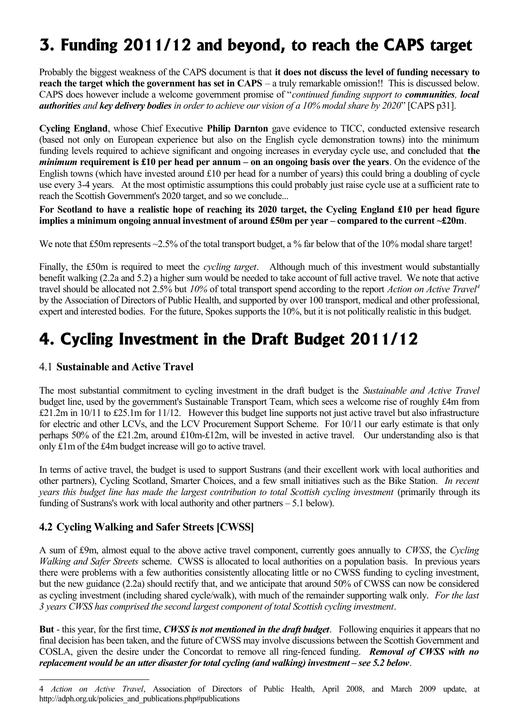# 3. Funding 2011/12 and beyond, to reach the CAPS target

Probably the biggest weakness of the CAPS document is that **it does not discuss the level of funding necessary to reach the target which the government has set in CAPS** – a truly remarkable omission!! This is discussed below. CAPS does however include a welcome government promise of "*continued funding support to **communities**, **local authorities** and **key delivery bodies** in order to achieve our vision of a 10% modal share by 2020*" [CAPS p31].

**Cycling England**, whose Chief Executive **Philip Darnton** gave evidence to TICC, conducted extensive research (based not only on European experience but also on the English cycle demonstration towns) into the minimum funding levels required to achieve significant and ongoing increases in everyday cycle use, and concluded that **the *minimum* requirement is £10 per head per annum – on an ongoing basis over the years**. On the evidence of the English towns (which have invested around £10 per head for a number of years) this could bring a doubling of cycle use every 3-4 years. At the most optimistic assumptions this could probably just raise cycle use at a sufficient rate to reach the Scottish Government's 2020 target, and so we conclude...

**For Scotland to have a realistic hope of reaching its 2020 target, the Cycling England £10 per head figure implies a minimum ongoing annual investment of around £50m per year – compared to the current ~£20m**.

We note that £50m represents ~2.5% of the total transport budget, a % far below that of the 10% modal share target!

Finally, the £50m is required to meet the *cycling target*. Although much of this investment would substantially benefit walking (2.2a and 5.2) a higher sum would be needed to take account of full active travel. We note that active travel should be allocated not 2.5% but *10%* of total transport spend according to the report *Action on Active Travel*[4] by the Association of Directors of Public Health, and supported by over 100 transport, medical and other professional, expert and interested bodies. For the future, Spokes supports the 10%, but it is not politically realistic in this budget.

# 4. Cycling Investment in the Draft Budget 2011/12

### 4.1 Sustainable and Active Travel

The most substantial commitment to cycling investment in the draft budget is the *Sustainable and Active Travel* budget line, used by the government's Sustainable Transport Team, which sees a welcome rise of roughly £4m from £21.2m in 10/11 to £25.1m for 11/12. However this budget line supports not just active travel but also infrastructure for electric and other LCVs, and the LCV Procurement Support Scheme. For 10/11 our early estimate is that only perhaps 50% of the £21.2m, around £10m-£12m, will be invested in active travel. Our understanding also is that only £1m of the £4m budget increase will go to active travel.

In terms of active travel, the budget is used to support Sustrans (and their excellent work with local authorities and other partners), Cycling Scotland, Smarter Choices, and a few small initiatives such as the Bike Station. *In recent years this budget line has made the largest contribution to total Scottish cycling investment* (primarily through its funding of Sustrans's work with local authority and other partners – 5.1 below).

### 4.2 Cycling Walking and Safer Streets [CWSS]

A sum of £9m, almost equal to the above active travel component, currently goes annually to *CWSS*, the *Cycling Walking and Safer Streets* scheme. CWSS is allocated to local authorities on a population basis. In previous years there were problems with a few authorities consistently allocating little or no CWSS funding to cycling investment, but the new guidance (2.2a) should rectify that, and we anticipate that around 50% of CWSS can now be considered as cycling investment (including shared cycle/walk), with much of the remainder supporting walk only. *For the last 3 years CWSS has comprised the second largest component of total Scottish cycling investment*.

**But** - this year, for the first time, ***CWSS is not mentioned in the draft budget***. Following enquiries it appears that no final decision has been taken, and the future of CWSS may involve discussions between the Scottish Government and COSLA, given the desire under the Concordat to remove all ring-fenced funding. ***Removal of CWSS with no replacement would be an utter disaster for total cycling (and walking) investment – see 5.2 below***.

---

4 *Action on Active Travel*, Association of Directors of Public Health, April 2008, and March 2009 update, at http://adph.org.uk/policies_and_publications.php#publications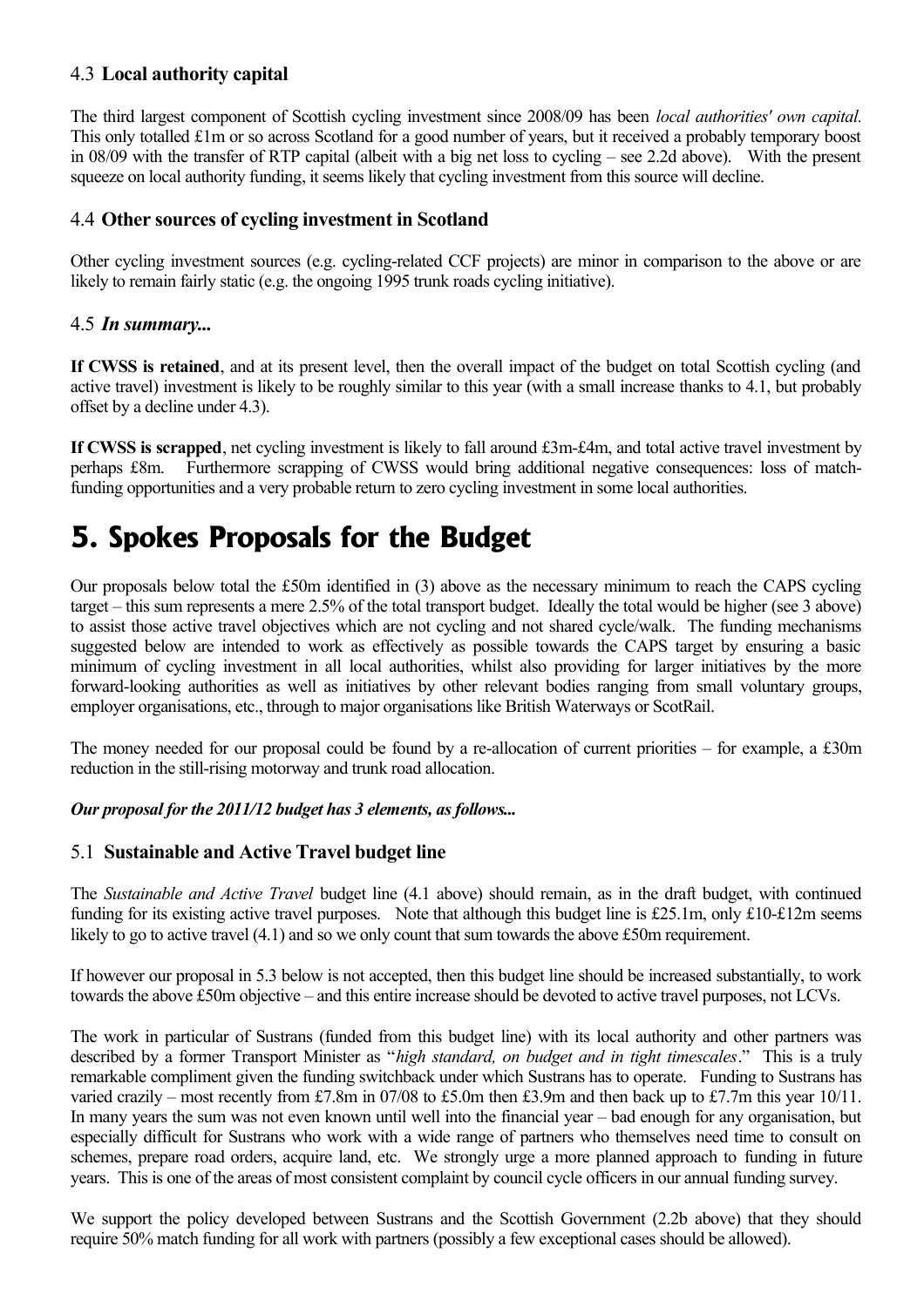### 4.3 **Local authority capital**

The third largest component of Scottish cycling investment since 2008/09 has been *local authorities' own capital.* This only totalled £1m or so across Scotland for a good number of years, but it received a probably temporary boost in 08/09 with the transfer of RTP capital (albeit with a big net loss to cycling – see 2.2d above). With the present squeeze on local authority funding, it seems likely that cycling investment from this source will decline.

### 4.4 **Other sources of cycling investment in Scotland**

Other cycling investment sources (e.g. cycling-related CCF projects) are minor in comparison to the above or are likely to remain fairly static (e.g. the ongoing 1995 trunk roads cycling initiative).

### 4.5 ***In summary...***

**If CWSS is retained**, and at its present level, then the overall impact of the budget on total Scottish cycling (and active travel) investment is likely to be roughly similar to this year (with a small increase thanks to 4.1, but probably offset by a decline under 4.3).

**If CWSS is scrapped**, net cycling investment is likely to fall around £3m-£4m, and total active travel investment by perhaps £8m. Furthermore scrapping of CWSS would bring additional negative consequences: loss of match-funding opportunities and a very probable return to zero cycling investment in some local authorities.

# 5. Spokes Proposals for the Budget

Our proposals below total the £50m identified in (3) above as the necessary minimum to reach the CAPS cycling target – this sum represents a mere 2.5% of the total transport budget. Ideally the total would be higher (see 3 above) to assist those active travel objectives which are not cycling and not shared cycle/walk. The funding mechanisms suggested below are intended to work as effectively as possible towards the CAPS target by ensuring a basic minimum of cycling investment in all local authorities, whilst also providing for larger initiatives by the more forward-looking authorities as well as initiatives by other relevant bodies ranging from small voluntary groups, employer organisations, etc., through to major organisations like British Waterways or ScotRail.

The money needed for our proposal could be found by a re-allocation of current priorities – for example, a £30m reduction in the still-rising motorway and trunk road allocation.

***Our proposal for the 2011/12 budget has 3 elements, as follows...***

### 5.1 **Sustainable and Active Travel budget line**

The *Sustainable and Active Travel* budget line (4.1 above) should remain, as in the draft budget, with continued funding for its existing active travel purposes. Note that although this budget line is £25.1m, only £10-£12m seems likely to go to active travel (4.1) and so we only count that sum towards the above £50m requirement.

If however our proposal in 5.3 below is not accepted, then this budget line should be increased substantially, to work towards the above £50m objective – and this entire increase should be devoted to active travel purposes, not LCVs.

The work in particular of Sustrans (funded from this budget line) with its local authority and other partners was described by a former Transport Minister as "*high standard, on budget and in tight timescales*." This is a truly remarkable compliment given the funding switchback under which Sustrans has to operate. Funding to Sustrans has varied crazily – most recently from £7.8m in 07/08 to £5.0m then £3.9m and then back up to £7.7m this year 10/11. In many years the sum was not even known until well into the financial year – bad enough for any organisation, but especially difficult for Sustrans who work with a wide range of partners who themselves need time to consult on schemes, prepare road orders, acquire land, etc. We strongly urge a more planned approach to funding in future years. This is one of the areas of most consistent complaint by council cycle officers in our annual funding survey.

We support the policy developed between Sustrans and the Scottish Government (2.2b above) that they should require 50% match funding for all work with partners (possibly a few exceptional cases should be allowed).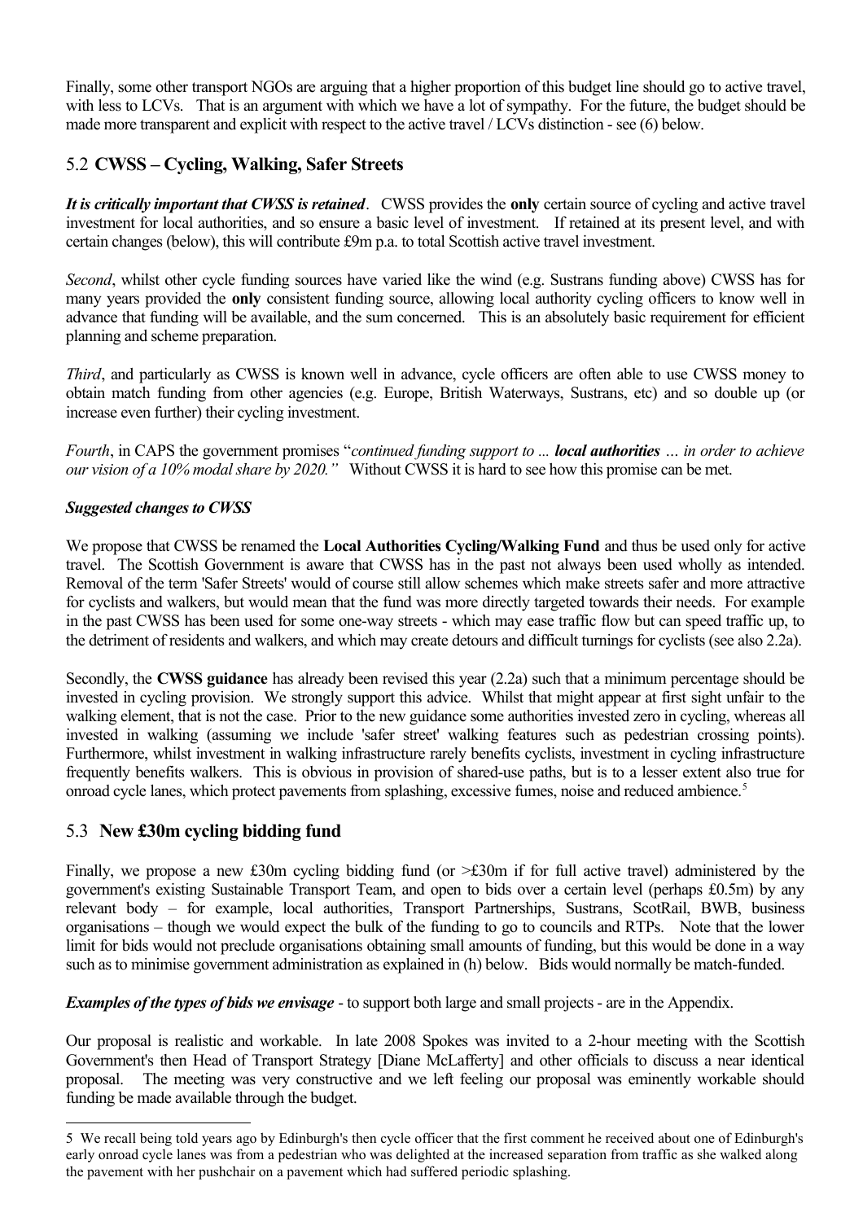Finally, some other transport NGOs are arguing that a higher proportion of this budget line should go to active travel, with less to LCVs. That is an argument with which we have a lot of sympathy. For the future, the budget should be made more transparent and explicit with respect to the active travel / LCVs distinction - see (6) below.

## 5.2 **CWSS – Cycling, Walking, Safer Streets**

***It is critically important that CWSS is retained***. CWSS provides the **only** certain source of cycling and active travel investment for local authorities, and so ensure a basic level of investment. If retained at its present level, and with certain changes (below), this will contribute £9m p.a. to total Scottish active travel investment.

*Second*, whilst other cycle funding sources have varied like the wind (e.g. Sustrans funding above) CWSS has for many years provided the **only** consistent funding source, allowing local authority cycling officers to know well in advance that funding will be available, and the sum concerned. This is an absolutely basic requirement for efficient planning and scheme preparation.

*Third*, and particularly as CWSS is known well in advance, cycle officers are often able to use CWSS money to obtain match funding from other agencies (e.g. Europe, British Waterways, Sustrans, etc) and so double up (or increase even further) their cycling investment.

*Fourth*, in CAPS the government promises "*continued funding support to ... **local authorities** ... in order to achieve our vision of a 10% modal share by 2020."* Without CWSS it is hard to see how this promise can be met.

***Suggested changes to CWSS***

We propose that CWSS be renamed the **Local Authorities Cycling/Walking Fund** and thus be used only for active travel. The Scottish Government is aware that CWSS has in the past not always been used wholly as intended. Removal of the term 'Safer Streets' would of course still allow schemes which make streets safer and more attractive for cyclists and walkers, but would mean that the fund was more directly targeted towards their needs. For example in the past CWSS has been used for some one-way streets - which may ease traffic flow but can speed traffic up, to the detriment of residents and walkers, and which may create detours and difficult turnings for cyclists (see also 2.2a).

Secondly, the **CWSS guidance** has already been revised this year (2.2a) such that a minimum percentage should be invested in cycling provision. We strongly support this advice. Whilst that might appear at first sight unfair to the walking element, that is not the case. Prior to the new guidance some authorities invested zero in cycling, whereas all invested in walking (assuming we include 'safer street' walking features such as pedestrian crossing points). Furthermore, whilst investment in walking infrastructure rarely benefits cyclists, investment in cycling infrastructure frequently benefits walkers. This is obvious in provision of shared-use paths, but is to a lesser extent also true for onroad cycle lanes, which protect pavements from splashing, excessive fumes, noise and reduced ambience.[5]

## 5.3 **New £30m cycling bidding fund**

Finally, we propose a new £30m cycling bidding fund (or >£30m if for full active travel) administered by the government's existing Sustainable Transport Team, and open to bids over a certain level (perhaps £0.5m) by any relevant body – for example, local authorities, Transport Partnerships, Sustrans, ScotRail, BWB, business organisations – though we would expect the bulk of the funding to go to councils and RTPs. Note that the lower limit for bids would not preclude organisations obtaining small amounts of funding, but this would be done in a way such as to minimise government administration as explained in (h) below. Bids would normally be match-funded.

***Examples of the types of bids we envisage*** - to support both large and small projects - are in the Appendix.

Our proposal is realistic and workable. In late 2008 Spokes was invited to a 2-hour meeting with the Scottish Government's then Head of Transport Strategy [Diane McLafferty] and other officials to discuss a near identical proposal. The meeting was very constructive and we left feeling our proposal was eminently workable should funding be made available through the budget.

---

5 We recall being told years ago by Edinburgh's then cycle officer that the first comment he received about one of Edinburgh's early onroad cycle lanes was from a pedestrian who was delighted at the increased separation from traffic as she walked along the pavement with her pushchair on a pavement which had suffered periodic splashing.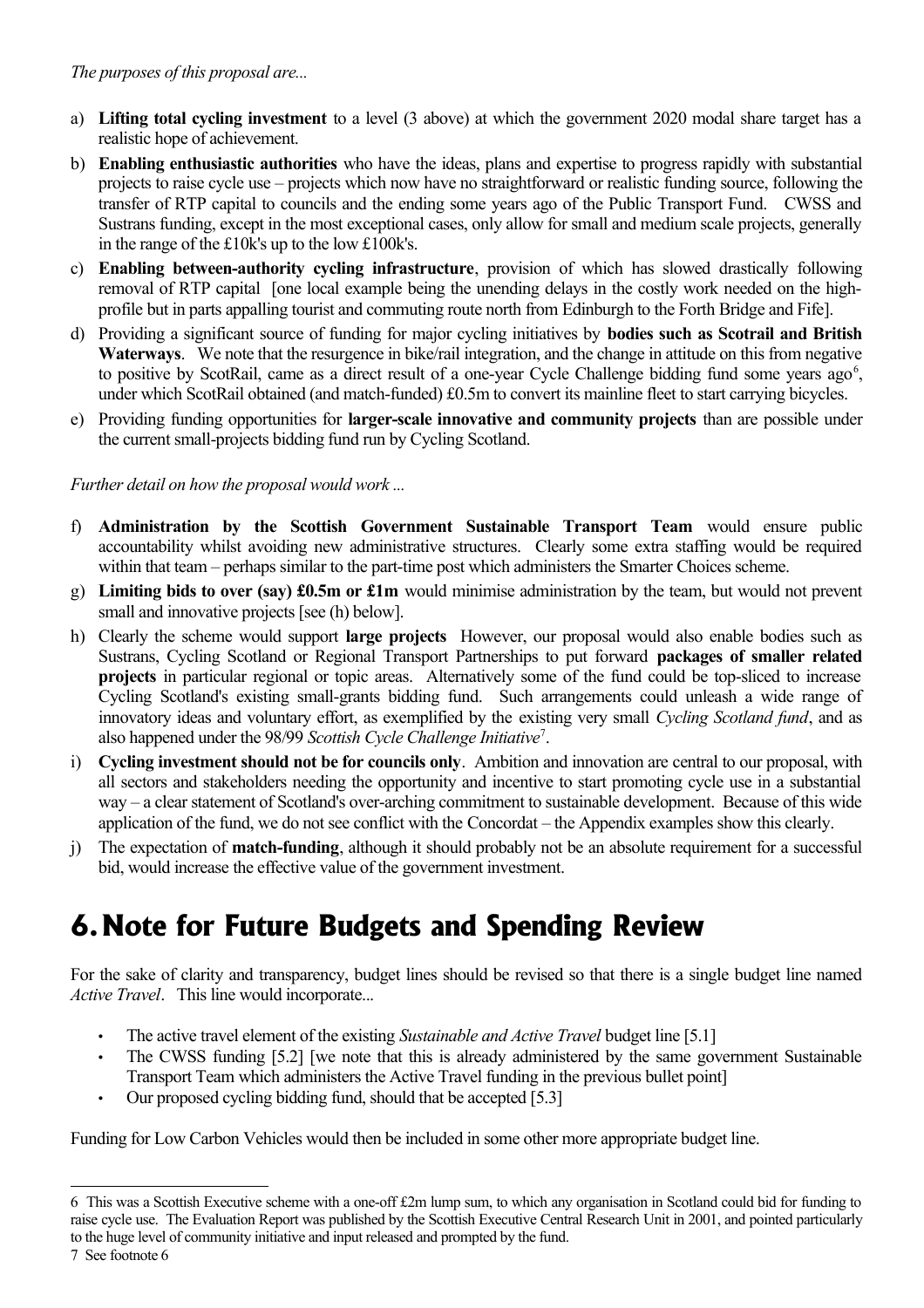*The purposes of this proposal are...*

a) **Lifting total cycling investment** to a level (3 above) at which the government 2020 modal share target has a realistic hope of achievement.

b) **Enabling enthusiastic authorities** who have the ideas, plans and expertise to progress rapidly with substantial projects to raise cycle use – projects which now have no straightforward or realistic funding source, following the transfer of RTP capital to councils and the ending some years ago of the Public Transport Fund. CWSS and Sustrans funding, except in the most exceptional cases, only allow for small and medium scale projects, generally in the range of the £10k's up to the low £100k's.

c) **Enabling between-authority cycling infrastructure**, provision of which has slowed drastically following removal of RTP capital [one local example being the unending delays in the costly work needed on the high-profile but in parts appalling tourist and commuting route north from Edinburgh to the Forth Bridge and Fife].

d) Providing a significant source of funding for major cycling initiatives by **bodies such as Scotrail and British Waterways**. We note that the resurgence in bike/rail integration, and the change in attitude on this from negative to positive by ScotRail, came as a direct result of a one-year Cycle Challenge bidding fund some years ago[6], under which ScotRail obtained (and match-funded) £0.5m to convert its mainline fleet to start carrying bicycles.

e) Providing funding opportunities for **larger-scale innovative and community projects** than are possible under the current small-projects bidding fund run by Cycling Scotland.

*Further detail on how the proposal would work ...*

f) **Administration by the Scottish Government Sustainable Transport Team** would ensure public accountability whilst avoiding new administrative structures. Clearly some extra staffing would be required within that team – perhaps similar to the part-time post which administers the Smarter Choices scheme.

g) **Limiting bids to over (say) £0.5m or £1m** would minimise administration by the team, but would not prevent small and innovative projects [see (h) below].

h) Clearly the scheme would support **large projects** However, our proposal would also enable bodies such as Sustrans, Cycling Scotland or Regional Transport Partnerships to put forward **packages of smaller related projects** in particular regional or topic areas. Alternatively some of the fund could be top-sliced to increase Cycling Scotland's existing small-grants bidding fund. Such arrangements could unleash a wide range of innovatory ideas and voluntary effort, as exemplified by the existing very small *Cycling Scotland fund*, and as also happened under the 98/99 *Scottish Cycle Challenge Initiative*[7].

i) **Cycling investment should not be for councils only**. Ambition and innovation are central to our proposal, with all sectors and stakeholders needing the opportunity and incentive to start promoting cycle use in a substantial way – a clear statement of Scotland's over-arching commitment to sustainable development. Because of this wide application of the fund, we do not see conflict with the Concordat – the Appendix examples show this clearly.

j) The expectation of **match-funding**, although it should probably not be an absolute requirement for a successful bid, would increase the effective value of the government investment.

# 6. Note for Future Budgets and Spending Review

For the sake of clarity and transparency, budget lines should be revised so that there is a single budget line named *Active Travel*. This line would incorporate...

- The active travel element of the existing *Sustainable and Active Travel* budget line [5.1]
- The CWSS funding [5.2] [we note that this is already administered by the same government Sustainable Transport Team which administers the Active Travel funding in the previous bullet point]
- Our proposed cycling bidding fund, should that be accepted [5.3]

Funding for Low Carbon Vehicles would then be included in some other more appropriate budget line.

---

6 This was a Scottish Executive scheme with a one-off £2m lump sum, to which any organisation in Scotland could bid for funding to raise cycle use. The Evaluation Report was published by the Scottish Executive Central Research Unit in 2001, and pointed particularly to the huge level of community initiative and input released and prompted by the fund.

7 See footnote 6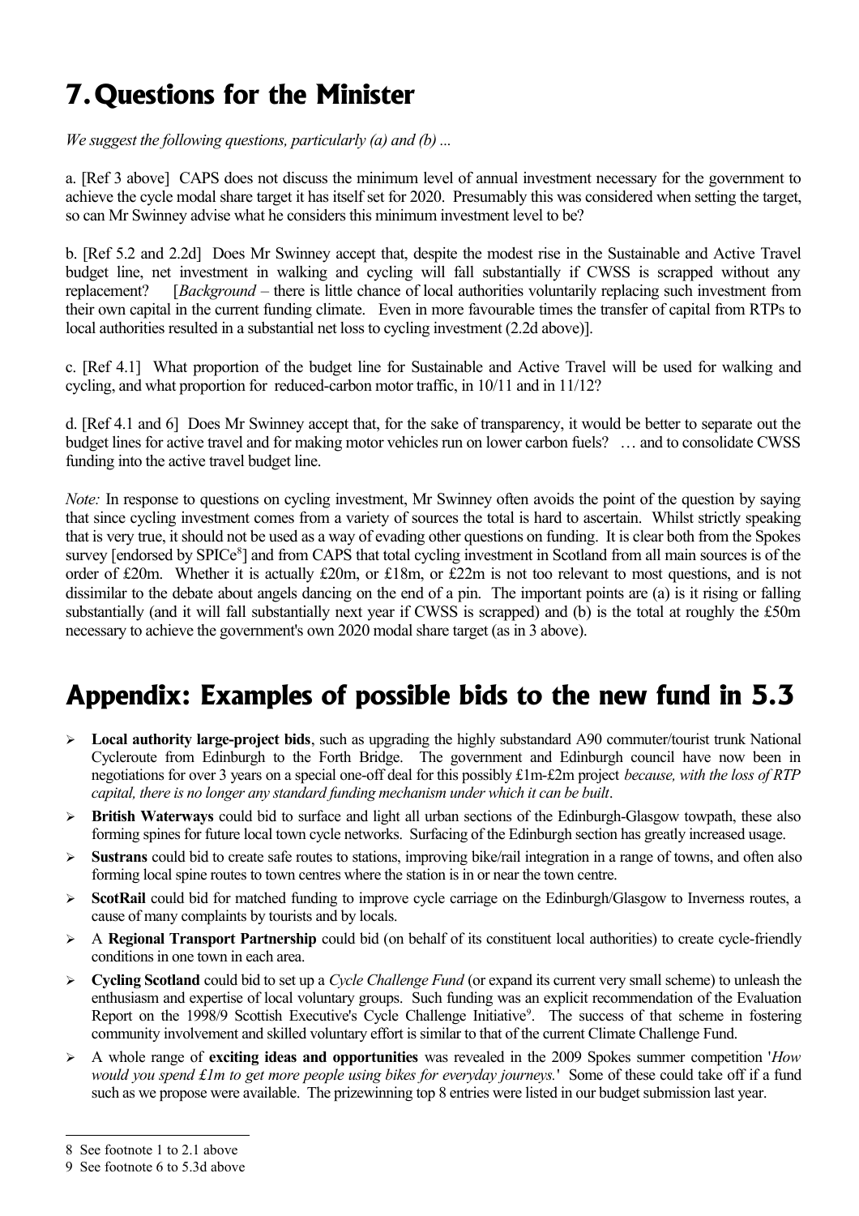# 7. Questions for the Minister

*We suggest the following questions, particularly (a) and (b) ...*

a. [Ref 3 above] CAPS does not discuss the minimum level of annual investment necessary for the government to achieve the cycle modal share target it has itself set for 2020. Presumably this was considered when setting the target, so can Mr Swinney advise what he considers this minimum investment level to be?

b. [Ref 5.2 and 2.2d] Does Mr Swinney accept that, despite the modest rise in the Sustainable and Active Travel budget line, net investment in walking and cycling will fall substantially if CWSS is scrapped without any replacement? [*Background* – there is little chance of local authorities voluntarily replacing such investment from their own capital in the current funding climate. Even in more favourable times the transfer of capital from RTPs to local authorities resulted in a substantial net loss to cycling investment (2.2d above)].

c. [Ref 4.1] What proportion of the budget line for Sustainable and Active Travel will be used for walking and cycling, and what proportion for reduced-carbon motor traffic, in 10/11 and in 11/12?

d. [Ref 4.1 and 6] Does Mr Swinney accept that, for the sake of transparency, it would be better to separate out the budget lines for active travel and for making motor vehicles run on lower carbon fuels? … and to consolidate CWSS funding into the active travel budget line.

*Note:* In response to questions on cycling investment, Mr Swinney often avoids the point of the question by saying that since cycling investment comes from a variety of sources the total is hard to ascertain. Whilst strictly speaking that is very true, it should not be used as a way of evading other questions on funding. It is clear both from the Spokes survey [endorsed by SPICe[8]] and from CAPS that total cycling investment in Scotland from all main sources is of the order of £20m. Whether it is actually £20m, or £18m, or £22m is not too relevant to most questions, and is not dissimilar to the debate about angels dancing on the end of a pin. The important points are (a) is it rising or falling substantially (and it will fall substantially next year if CWSS is scrapped) and (b) is the total at roughly the £50m necessary to achieve the government's own 2020 modal share target (as in 3 above).

# Appendix: Examples of possible bids to the new fund in 5.3

- **Local authority large-project bids**, such as upgrading the highly substandard A90 commuter/tourist trunk National Cycleroute from Edinburgh to the Forth Bridge. The government and Edinburgh council have now been in negotiations for over 3 years on a special one-off deal for this possibly £1m-£2m project *because, with the loss of RTP capital, there is no longer any standard funding mechanism under which it can be built*.
- **British Waterways** could bid to surface and light all urban sections of the Edinburgh-Glasgow towpath, these also forming spines for future local town cycle networks. Surfacing of the Edinburgh section has greatly increased usage.
- **Sustrans** could bid to create safe routes to stations, improving bike/rail integration in a range of towns, and often also forming local spine routes to town centres where the station is in or near the town centre.
- **ScotRail** could bid for matched funding to improve cycle carriage on the Edinburgh/Glasgow to Inverness routes, a cause of many complaints by tourists and by locals.
- A **Regional Transport Partnership** could bid (on behalf of its constituent local authorities) to create cycle-friendly conditions in one town in each area.
- **Cycling Scotland** could bid to set up a *Cycle Challenge Fund* (or expand its current very small scheme) to unleash the enthusiasm and expertise of local voluntary groups. Such funding was an explicit recommendation of the Evaluation Report on the 1998/9 Scottish Executive's Cycle Challenge Initiative[9]. The success of that scheme in fostering community involvement and skilled voluntary effort is similar to that of the current Climate Challenge Fund.
- A whole range of **exciting ideas and opportunities** was revealed in the 2009 Spokes summer competition '*How would you spend £1m to get more people using bikes for everyday journeys.*' Some of these could take off if a fund such as we propose were available. The prizewinning top 8 entries were listed in our budget submission last year.

---

8 See footnote 1 to 2.1 above

9 See footnote 6 to 5.3d above